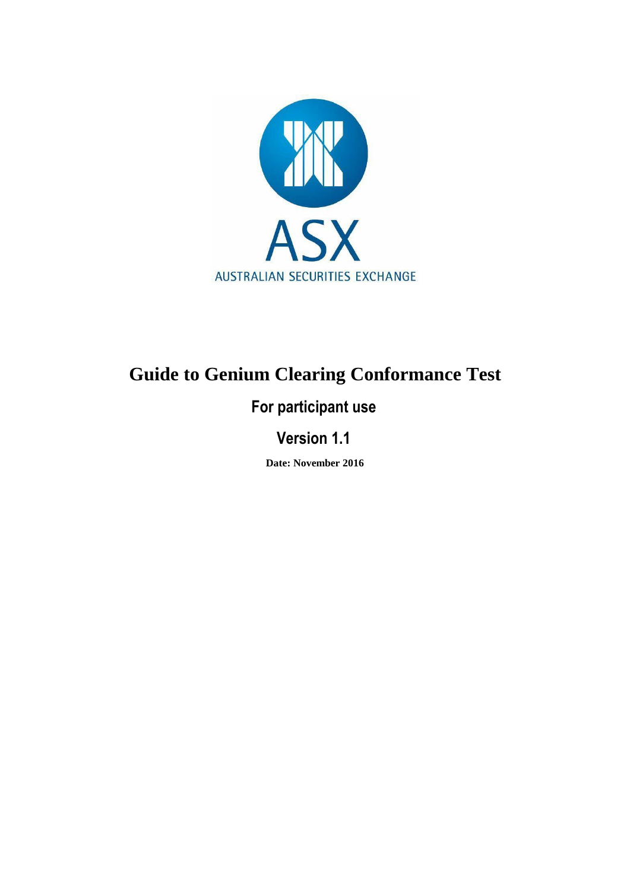ASX

AUSTRALIAN SECURITIES EXCHANGE

# Guide to Genium Clearing Conformance Test

## For participant use

## Version 1.1

**Date: November 2016**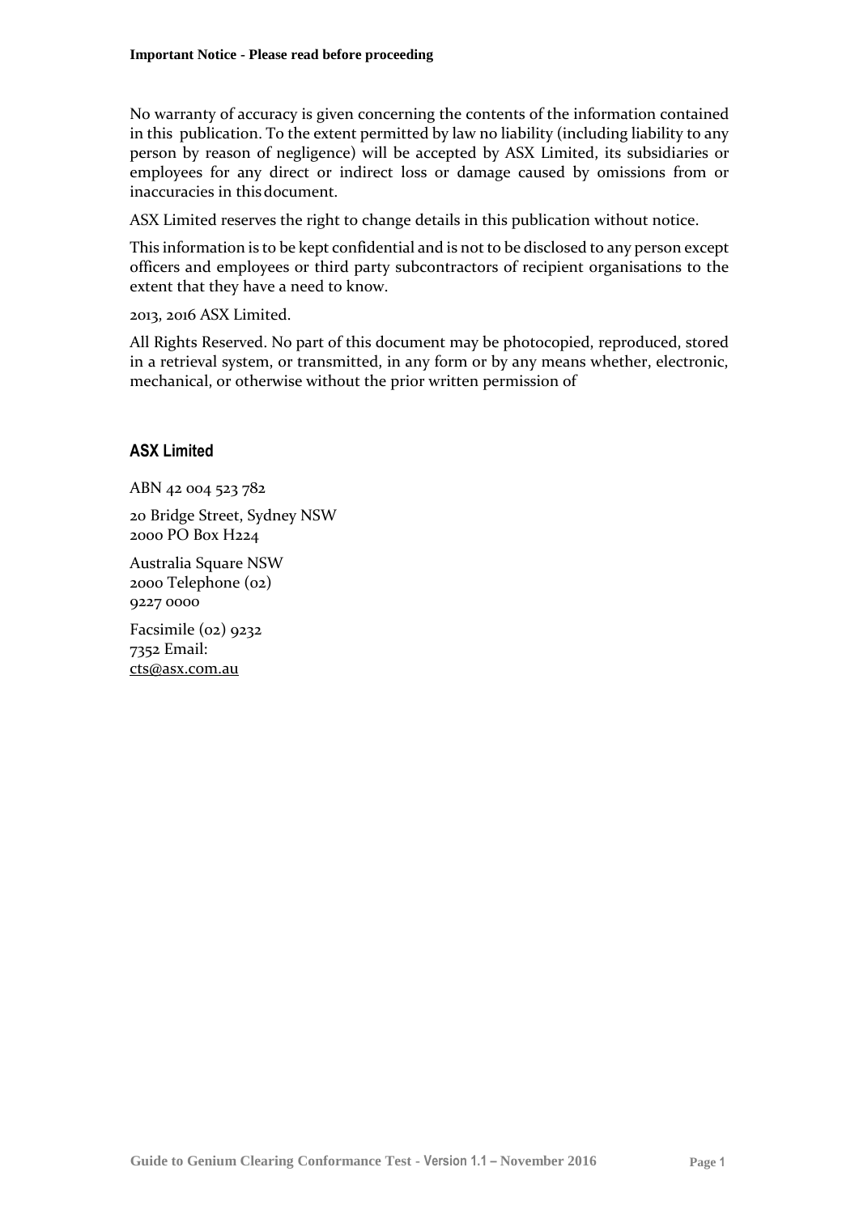**Important Notice - Please read before proceeding**

No warranty of accuracy is given concerning the contents of the information contained in this publication. To the extent permitted by law no liability (including liability to any person by reason of negligence) will be accepted by ASX Limited, its subsidiaries or employees for any direct or indirect loss or damage caused by omissions from or inaccuracies in this document.

ASX Limited reserves the right to change details in this publication without notice.

This information is to be kept confidential and is not to be disclosed to any person except officers and employees or third party subcontractors of recipient organisations to the extent that they have a need to know.

2013, 2016 ASX Limited.

All Rights Reserved. No part of this document may be photocopied, reproduced, stored in a retrieval system, or transmitted, in any form or by any means whether, electronic, mechanical, or otherwise without the prior written permission of

## ASX Limited

ABN 42 004 523 782

20 Bridge Street, Sydney NSW 2000 PO Box H224

Australia Square NSW 2000 Telephone (02) 9227 0000

Facsimile (02) 9232 7352 Email: cts@asx.com.au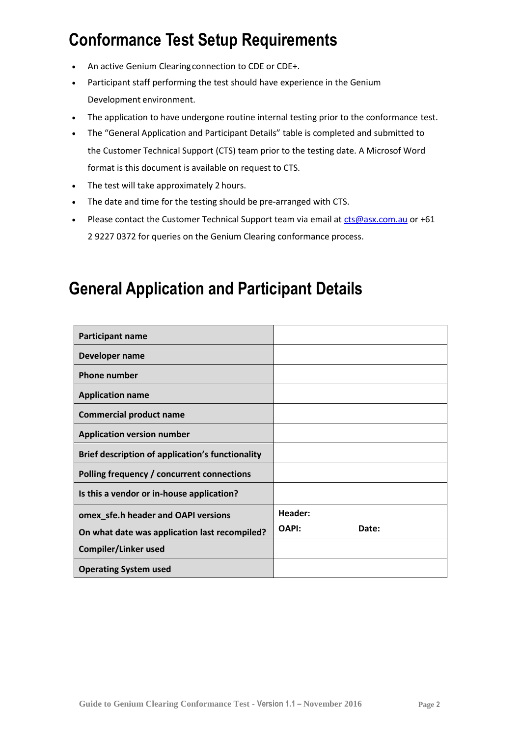## Conformance Test Setup Requirements

- An active Genium Clearing connection to CDE or CDE+.
- Participant staff performing the test should have experience in the Genium Development environment.
- The application to have undergone routine internal testing prior to the conformance test.
- The "General Application and Participant Details" table is completed and submitted to the Customer Technical Support (CTS) team prior to the testing date. A Microsof Word format is this document is available on request to CTS.
- The test will take approximately 2 hours.
- The date and time for the testing should be pre-arranged with CTS.
- Please contact the Customer Technical Support team via email at cts@asx.com.au or +61 2 9227 0372 for queries on the Genium Clearing conformance process.

## General Application and Participant Details

| | |
|---|---|
| **Participant name** | |
| **Developer name** | |
| **Phone number** | |
| **Application name** | |
| **Commercial product name** | |
| **Application version number** | |
| **Brief description of application's functionality** | |
| **Polling frequency / concurrent connections** | |
| **Is this a vendor or in-house application?** | |
| **omex_sfe.h header and OAPI versions**<br>**On what date was application last recompiled?** | **Header:**<br>**OAPI:** **Date:** |
| **Compiler/Linker used** | |
| **Operating System used** | |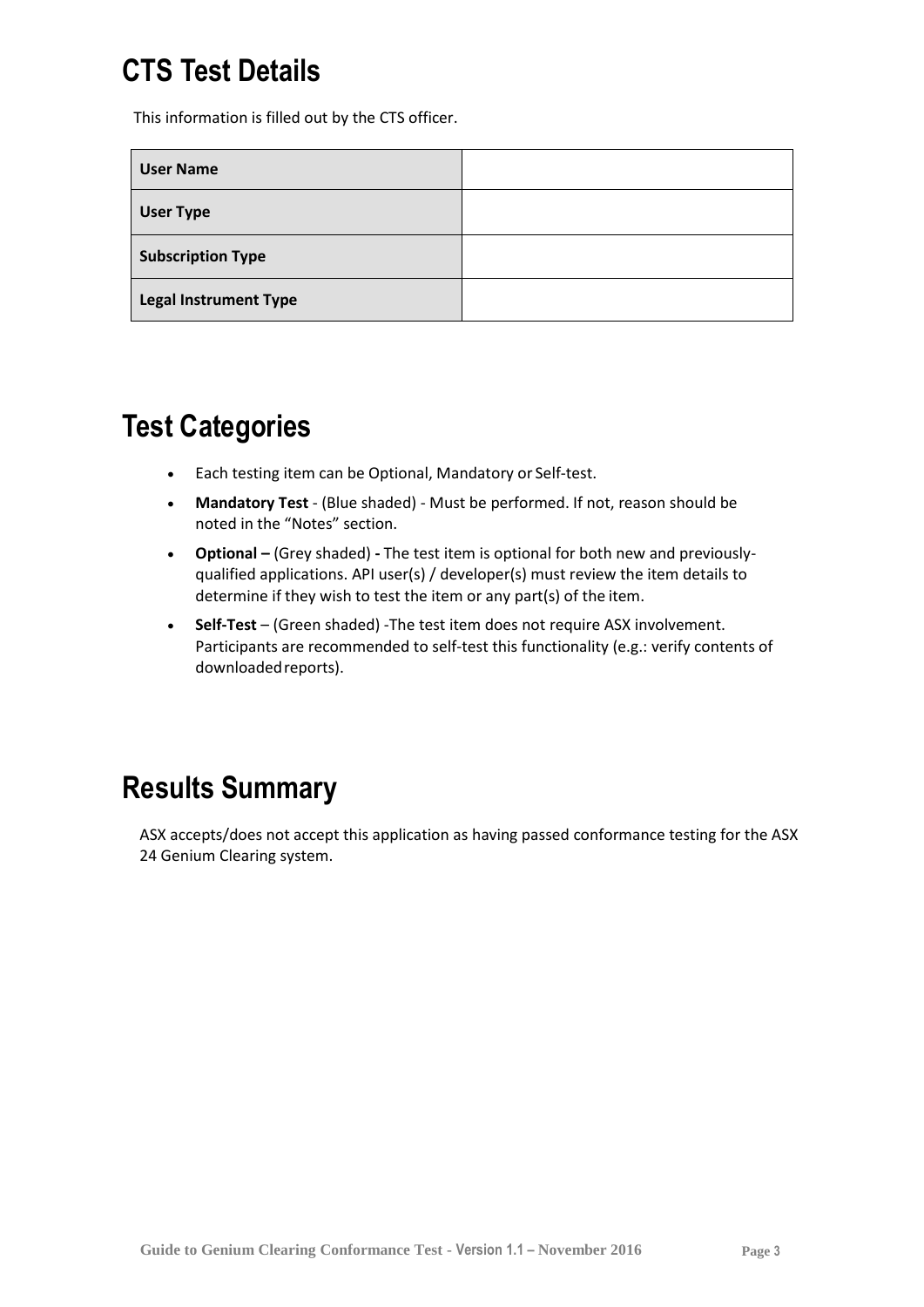# CTS Test Details

This information is filled out by the CTS officer.

| | |
|---|---|
| **User Name** | |
| **User Type** | |
| **Subscription Type** | |
| **Legal Instrument Type** | |

# Test Categories

- Each testing item can be Optional, Mandatory or Self-test.
- **Mandatory Test** - (Blue shaded) - Must be performed. If not, reason should be noted in the "Notes" section.
- **Optional –** (Grey shaded) **-** The test item is optional for both new and previously-qualified applications. API user(s) / developer(s) must review the item details to determine if they wish to test the item or any part(s) of the item.
- **Self-Test** – (Green shaded) -The test item does not require ASX involvement. Participants are recommended to self-test this functionality (e.g.: verify contents of downloaded reports).

# Results Summary

ASX accepts/does not accept this application as having passed conformance testing for the ASX 24 Genium Clearing system.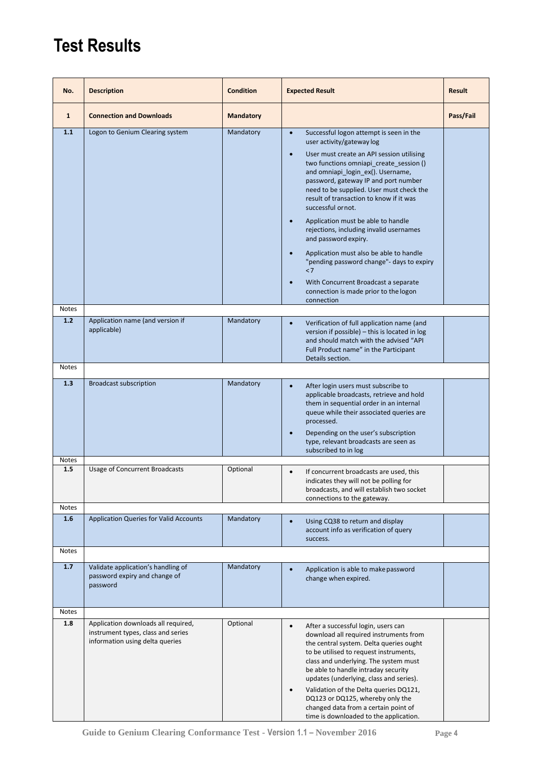# Test Results

| No. | Description | Condition | Expected Result | Result |
|---|---|---|---|---|
| **1** | **Connection and Downloads** | **Mandatory** | | **Pass/Fail** |
| **1.1** | Logon to Genium Clearing system | Mandatory | • Successful logon attempt is seen in the user activity/gateway log<br>• User must create an API session utilising two functions omniapi_create_session () and omniapi_login_ex(). Username, password, gateway IP and port number need to be supplied. User must check the result of transaction to know if it was successful or not.<br>• Application must be able to handle rejections, including invalid usernames and password expiry.<br>• Application must also be able to handle "pending password change"- days to expiry <7<br>• With Concurrent Broadcast a separate connection is made prior to the logon connection | |
| Notes | | | | |
| **1.2** | Application name (and version if applicable) | Mandatory | • Verification of full application name (and version if possible) – this is located in log and should match with the advised "API Full Product name" in the Participant Details section. | |
| Notes | | | | |
| **1.3** | Broadcast subscription | Mandatory | • After login users must subscribe to applicable broadcasts, retrieve and hold them in sequential order in an internal queue while their associated queries are processed.<br>• Depending on the user's subscription type, relevant broadcasts are seen as subscribed to in log | |
| Notes | | | | |
| **1.5** | Usage of Concurrent Broadcasts | Optional | • If concurrent broadcasts are used, this indicates they will not be polling for broadcasts, and will establish two socket connections to the gateway. | |
| Notes | | | | |
| **1.6** | Application Queries for Valid Accounts | Mandatory | • Using CQ38 to return and display account info as verification of query success. | |
| Notes | | | | |
| **1.7** | Validate application's handling of password expiry and change of password | Mandatory | • Application is able to make password change when expired. | |
| Notes | | | | |
| **1.8** | Application downloads all required, instrument types, class and series information using delta queries | Optional | • After a successful login, users can download all required instruments from the central system. Delta queries ought to be utilised to request instruments, class and underlying. The system must be able to handle intraday security updates (underlying, class and series).<br>• Validation of the Delta queries DQ121, DQ123 or DQ125, whereby only the changed data from a certain point of time is downloaded to the application. | |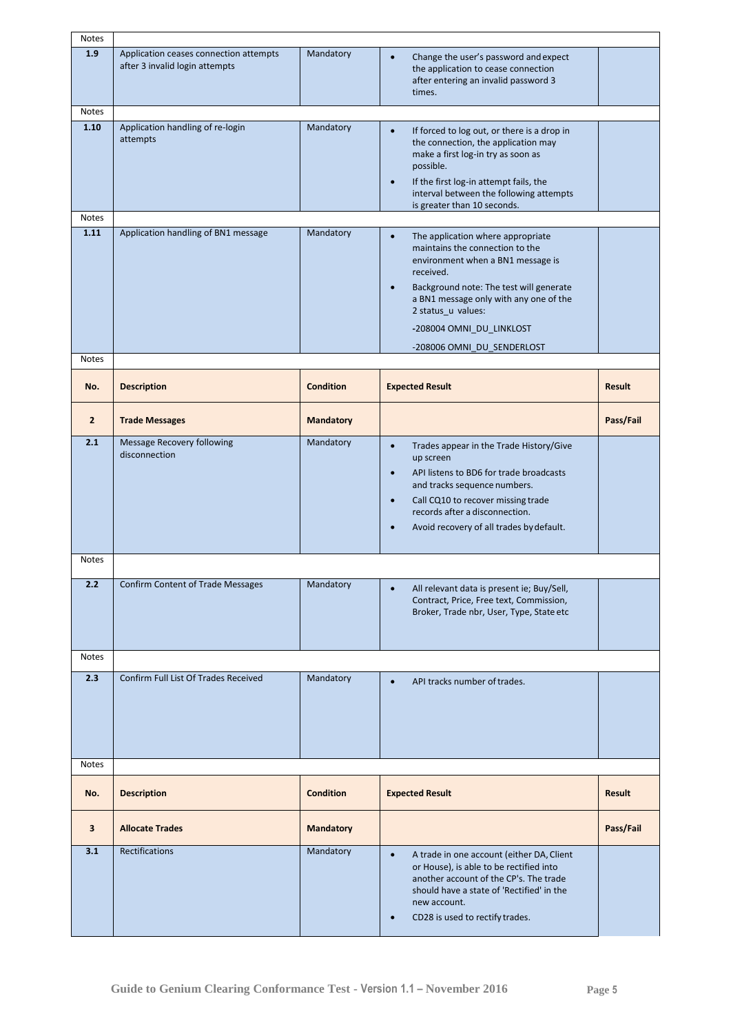| No. | Description | Condition | Expected Result | Result |
|---|---|---|---|---|
| Notes | | | | |
| 1.9 | Application ceases connection attempts after 3 invalid login attempts | Mandatory | • Change the user's password and expect the application to cease connection after entering an invalid password 3 times. | |
| Notes | | | | |
| 1.10 | Application handling of re-login attempts | Mandatory | • If forced to log out, or there is a drop in the connection, the application may make a first log-in try as soon as possible. <br> • If the first log-in attempt fails, the interval between the following attempts is greater than 10 seconds. | |
| Notes | | | | |
| 1.11 | Application handling of BN1 message | Mandatory | • The application where appropriate maintains the connection to the environment when a BN1 message is received. <br> • Background note: The test will generate a BN1 message only with any one of the 2 status_u values: <br> -208004 OMNI_DU_LINKLOST <br> -208006 OMNI_DU_SENDERLOST | |
| Notes | | | | |

| No. | Description | Condition | Expected Result | Result |
|---|---|---|---|---|
| **2** | **Trade Messages** | **Mandatory** | | **Pass/Fail** |
| 2.1 | Message Recovery following disconnection | Mandatory | • Trades appear in the Trade History/Give up screen <br> • API listens to BD6 for trade broadcasts and tracks sequence numbers. <br> • Call CQ10 to recover missing trade records after a disconnection. <br> • Avoid recovery of all trades by default. | |
| Notes | | | | |
| 2.2 | Confirm Content of Trade Messages | Mandatory | • All relevant data is present ie; Buy/Sell, Contract, Price, Free text, Commission, Broker, Trade nbr, User, Type, State etc | |
| Notes | | | | |
| 2.3 | Confirm Full List Of Trades Received | Mandatory | • API tracks number of trades. | |
| Notes | | | | |

| No. | Description | Condition | Expected Result | Result |
|---|---|---|---|---|
| **3** | **Allocate Trades** | **Mandatory** | | **Pass/Fail** |
| 3.1 | Rectifications | Mandatory | • A trade in one account (either DA, Client or House), is able to be rectified into another account of the CP's. The trade should have a state of 'Rectified' in the new account. <br> • CD28 is used to rectify trades. | |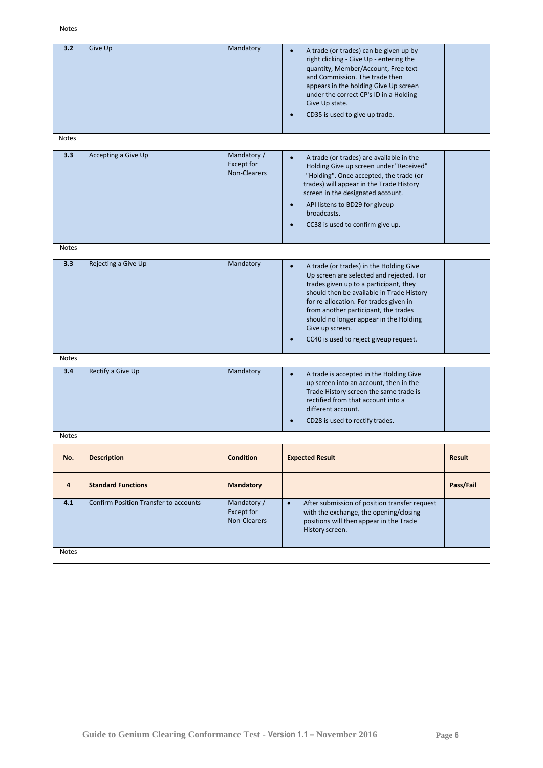| No. | Description | Condition | Expected Result | Result |
|---|---|---|---|---|
| Notes | | | | |
| 3.2 | Give Up | Mandatory | • A trade (or trades) can be given up by right clicking - Give Up - entering the quantity, Member/Account, Free text and Commission. The trade then appears in the holding Give Up screen under the correct CP's ID in a Holding Give Up state.<br>• CD35 is used to give up trade. | |
| Notes | | | | |
| 3.3 | Accepting a Give Up | Mandatory / Except for Non-Clearers | • A trade (or trades) are available in the Holding Give up screen under "Received" -"Holding". Once accepted, the trade (or trades) will appear in the Trade History screen in the designated account.<br>• API listens to BD29 for giveup broadcasts.<br>• CC38 is used to confirm give up. | |
| Notes | | | | |
| 3.3 | Rejecting a Give Up | Mandatory | • A trade (or trades) in the Holding Give Up screen are selected and rejected. For trades given up to a participant, they should then be available in Trade History for re-allocation. For trades given in from another participant, the trades should no longer appear in the Holding Give up screen.<br>• CC40 is used to reject giveup request. | |
| Notes | | | | |
| 3.4 | Rectify a Give Up | Mandatory | • A trade is accepted in the Holding Give up screen into an account, then in the Trade History screen the same trade is rectified from that account into a different account.<br>• CD28 is used to rectify trades. | |
| Notes | | | | |
| **No.** | **Description** | **Condition** | **Expected Result** | **Result** |
| **4** | **Standard Functions** | **Mandatory** | | **Pass/Fail** |
| 4.1 | Confirm Position Transfer to accounts | Mandatory / Except for Non-Clearers | • After submission of position transfer request with the exchange, the opening/closing positions will then appear in the Trade History screen. | |
| Notes | | | | |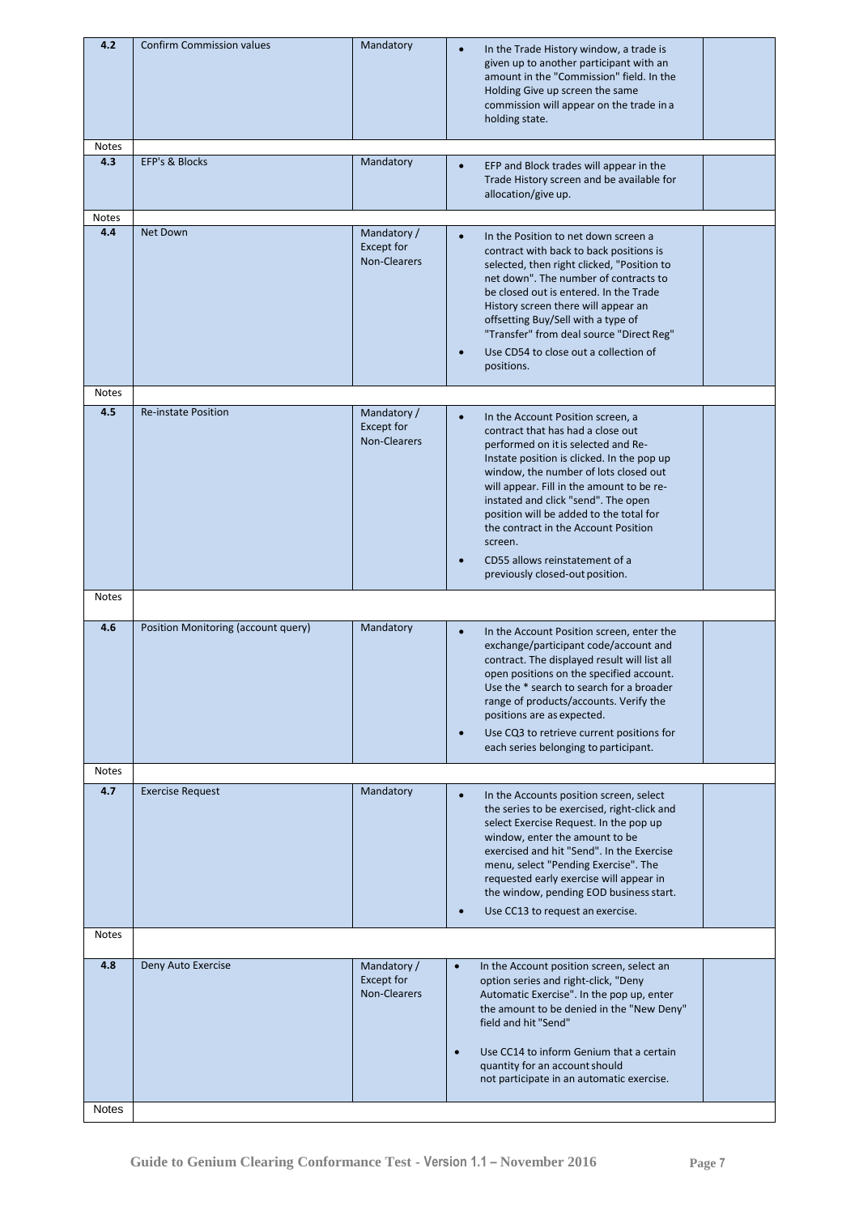| | | | | |
|---|---|---|---|---|
| **4.2** | Confirm Commission values | Mandatory | • In the Trade History window, a trade is given up to another participant with an amount in the "Commission" field. In the Holding Give up screen the same commission will appear on the trade in a holding state. | |
| Notes | | | | |
| **4.3** | EFP's & Blocks | Mandatory | • EFP and Block trades will appear in the Trade History screen and be available for allocation/give up. | |
| Notes | | | | |
| **4.4** | Net Down | Mandatory / Except for Non-Clearers | • In the Position to net down screen a contract with back to back positions is selected, then right clicked, "Position to net down". The number of contracts to be closed out is entered. In the Trade History screen there will appear an offsetting Buy/Sell with a type of "Transfer" from deal source "Direct Reg"<br>• Use CD54 to close out a collection of positions. | |
| Notes | | | | |
| **4.5** | Re-instate Position | Mandatory / Except for Non-Clearers | • In the Account Position screen, a contract that has had a close out performed on it is selected and Re-Instate position is clicked. In the pop up window, the number of lots closed out will appear. Fill in the amount to be re-instated and click "send". The open position will be added to the total for the contract in the Account Position screen.<br>• CD55 allows reinstatement of a previously closed-out position. | |
| Notes | | | | |
| **4.6** | Position Monitoring (account query) | Mandatory | • In the Account Position screen, enter the exchange/participant code/account and contract. The displayed result will list all open positions on the specified account. Use the * search to search for a broader range of products/accounts. Verify the positions are as expected.<br>• Use CQ3 to retrieve current positions for each series belonging to participant. | |
| Notes | | | | |
| **4.7** | Exercise Request | Mandatory | • In the Accounts position screen, select the series to be exercised, right-click and select Exercise Request. In the pop up window, enter the amount to be exercised and hit "Send". In the Exercise menu, select "Pending Exercise". The requested early exercise will appear in the window, pending EOD business start.<br>• Use CC13 to request an exercise. | |
| Notes | | | | |
| **4.8** | Deny Auto Exercise | Mandatory / Except for Non-Clearers | • In the Account position screen, select an option series and right-click, "Deny Automatic Exercise". In the pop up, enter the amount to be denied in the "New Deny" field and hit "Send"<br>• Use CC14 to inform Genium that a certain quantity for an account should not participate in an automatic exercise. | |
| Notes | | | | |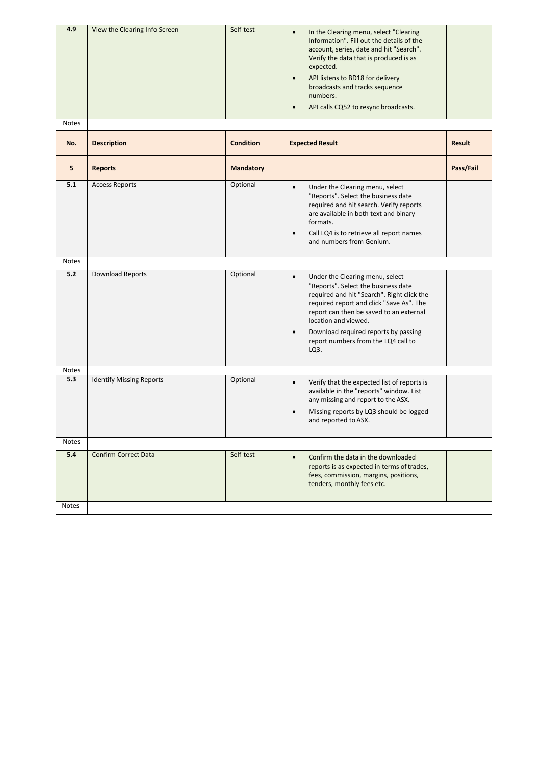| No. | Description | Condition | Expected Result | Result |
|---|---|---|---|---|
| 4.9 | View the Clearing Info Screen | Self-test | • In the Clearing menu, select "Clearing Information". Fill out the details of the account, series, date and hit "Search". Verify the data that is produced is as expected.<br>• API listens to BD18 for delivery broadcasts and tracks sequence numbers.<br>• API calls CQ52 to resync broadcasts. | |
| Notes | | | | |
| **No.** | **Description** | **Condition** | **Expected Result** | **Result** |
| **5** | **Reports** | **Mandatory** | | **Pass/Fail** |
| **5.1** | Access Reports | Optional | • Under the Clearing menu, select "Reports". Select the business date required and hit search. Verify reports are available in both text and binary formats.<br>• Call LQ4 is to retrieve all report names and numbers from Genium. | |
| Notes | | | | |
| **5.2** | Download Reports | Optional | • Under the Clearing menu, select "Reports". Select the business date required and hit "Search". Right click the required report and click "Save As". The report can then be saved to an external location and viewed.<br>• Download required reports by passing report numbers from the LQ4 call to LQ3. | |
| Notes | | | | |
| **5.3** | Identify Missing Reports | Optional | • Verify that the expected list of reports is available in the "reports" window. List any missing and report to the ASX.<br>• Missing reports by LQ3 should be logged and reported to ASX. | |
| Notes | | | | |
| **5.4** | Confirm Correct Data | Self-test | • Confirm the data in the downloaded reports is as expected in terms of trades, fees, commission, margins, positions, tenders, monthly fees etc. | |
| Notes | | | | |